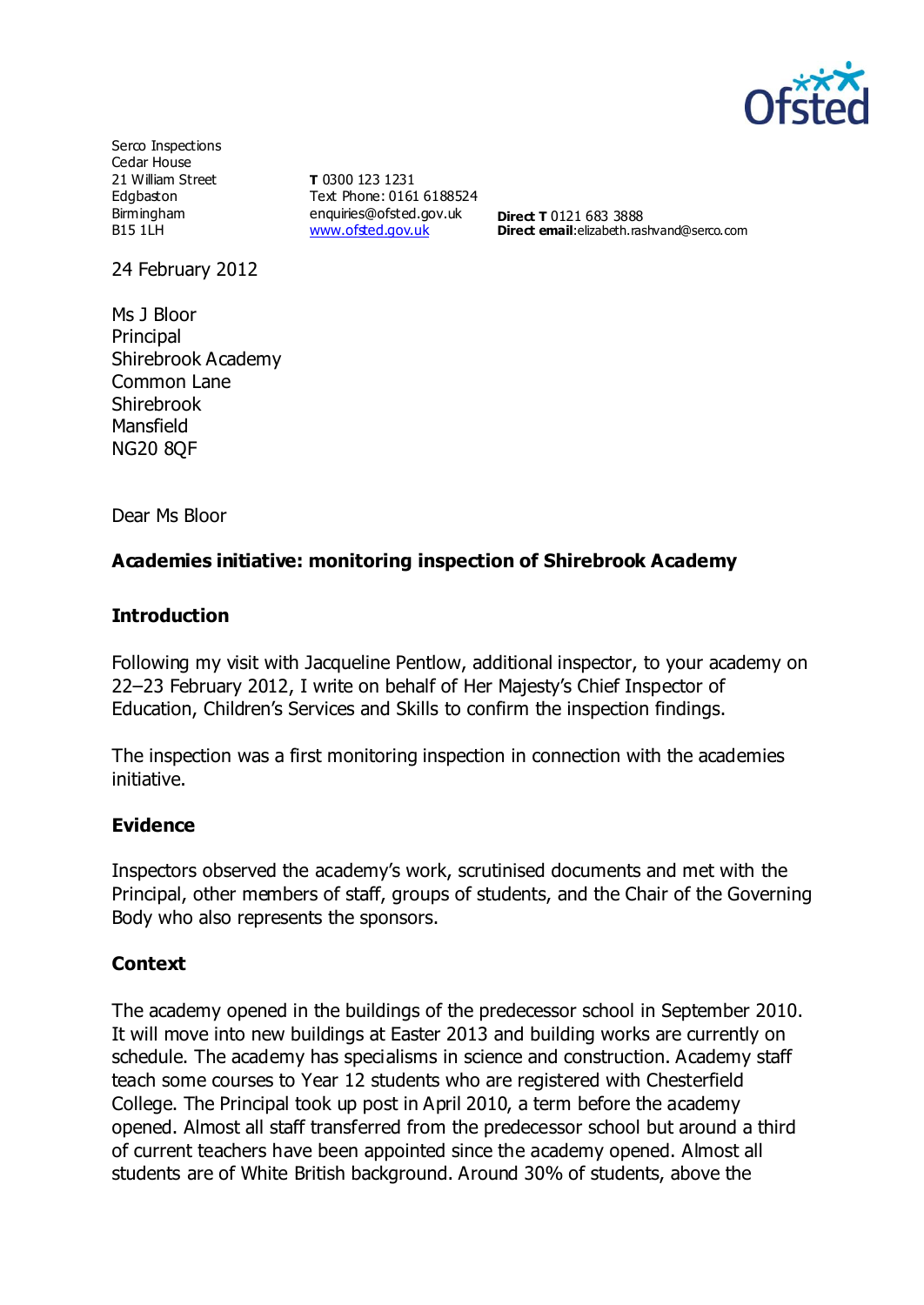Serco Inspections
Cedar House
21 William Street
Edgbaston
Birmingham
B15 1LH

**T** 0300 123 1231
Text Phone: 0161 6188524
enquiries@ofsted.gov.uk
www.ofsted.gov.uk

**Direct T** 0121 683 3888
**Direct email**:elizabeth.rashvand@serco.com

24 February 2012

Ms J Bloor
Principal
Shirebrook Academy
Common Lane
Shirebrook
Mansfield
NG20 8QF

Dear Ms Bloor

**Academies initiative: monitoring inspection of Shirebrook Academy**

## Introduction

Following my visit with Jacqueline Pentlow, additional inspector, to your academy on 22–23 February 2012, I write on behalf of Her Majesty's Chief Inspector of Education, Children's Services and Skills to confirm the inspection findings.

The inspection was a first monitoring inspection in connection with the academies initiative.

## Evidence

Inspectors observed the academy's work, scrutinised documents and met with the Principal, other members of staff, groups of students, and the Chair of the Governing Body who also represents the sponsors.

## Context

The academy opened in the buildings of the predecessor school in September 2010. It will move into new buildings at Easter 2013 and building works are currently on schedule. The academy has specialisms in science and construction. Academy staff teach some courses to Year 12 students who are registered with Chesterfield College. The Principal took up post in April 2010, a term before the academy opened. Almost all staff transferred from the predecessor school but around a third of current teachers have been appointed since the academy opened. Almost all students are of White British background. Around 30% of students, above the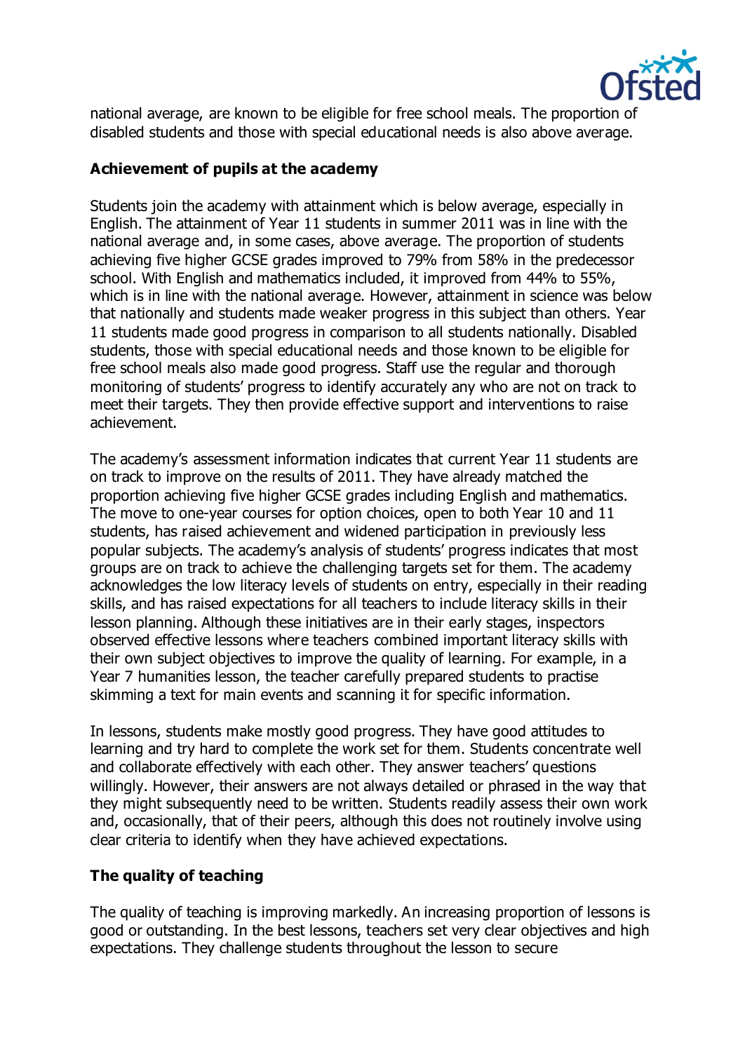national average, are known to be eligible for free school meals. The proportion of disabled students and those with special educational needs is also above average.

## Achievement of pupils at the academy

Students join the academy with attainment which is below average, especially in English. The attainment of Year 11 students in summer 2011 was in line with the national average and, in some cases, above average. The proportion of students achieving five higher GCSE grades improved to 79% from 58% in the predecessor school. With English and mathematics included, it improved from 44% to 55%, which is in line with the national average. However, attainment in science was below that nationally and students made weaker progress in this subject than others. Year 11 students made good progress in comparison to all students nationally. Disabled students, those with special educational needs and those known to be eligible for free school meals also made good progress. Staff use the regular and thorough monitoring of students' progress to identify accurately any who are not on track to meet their targets. They then provide effective support and interventions to raise achievement.

The academy's assessment information indicates that current Year 11 students are on track to improve on the results of 2011. They have already matched the proportion achieving five higher GCSE grades including English and mathematics. The move to one-year courses for option choices, open to both Year 10 and 11 students, has raised achievement and widened participation in previously less popular subjects. The academy's analysis of students' progress indicates that most groups are on track to achieve the challenging targets set for them. The academy acknowledges the low literacy levels of students on entry, especially in their reading skills, and has raised expectations for all teachers to include literacy skills in their lesson planning. Although these initiatives are in their early stages, inspectors observed effective lessons where teachers combined important literacy skills with their own subject objectives to improve the quality of learning. For example, in a Year 7 humanities lesson, the teacher carefully prepared students to practise skimming a text for main events and scanning it for specific information.

In lessons, students make mostly good progress. They have good attitudes to learning and try hard to complete the work set for them. Students concentrate well and collaborate effectively with each other. They answer teachers' questions willingly. However, their answers are not always detailed or phrased in the way that they might subsequently need to be written. Students readily assess their own work and, occasionally, that of their peers, although this does not routinely involve using clear criteria to identify when they have achieved expectations.

## The quality of teaching

The quality of teaching is improving markedly. An increasing proportion of lessons is good or outstanding. In the best lessons, teachers set very clear objectives and high expectations. They challenge students throughout the lesson to secure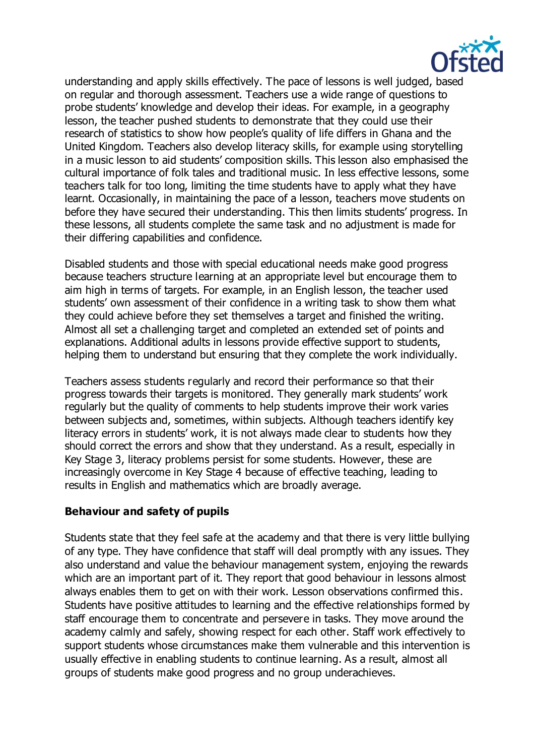understanding and apply skills effectively. The pace of lessons is well judged, based on regular and thorough assessment. Teachers use a wide range of questions to probe students' knowledge and develop their ideas. For example, in a geography lesson, the teacher pushed students to demonstrate that they could use their research of statistics to show how people's quality of life differs in Ghana and the United Kingdom. Teachers also develop literacy skills, for example using storytelling in a music lesson to aid students' composition skills. This lesson also emphasised the cultural importance of folk tales and traditional music. In less effective lessons, some teachers talk for too long, limiting the time students have to apply what they have learnt. Occasionally, in maintaining the pace of a lesson, teachers move students on before they have secured their understanding. This then limits students' progress. In these lessons, all students complete the same task and no adjustment is made for their differing capabilities and confidence.

Disabled students and those with special educational needs make good progress because teachers structure learning at an appropriate level but encourage them to aim high in terms of targets. For example, in an English lesson, the teacher used students' own assessment of their confidence in a writing task to show them what they could achieve before they set themselves a target and finished the writing. Almost all set a challenging target and completed an extended set of points and explanations. Additional adults in lessons provide effective support to students, helping them to understand but ensuring that they complete the work individually.

Teachers assess students regularly and record their performance so that their progress towards their targets is monitored. They generally mark students' work regularly but the quality of comments to help students improve their work varies between subjects and, sometimes, within subjects. Although teachers identify key literacy errors in students' work, it is not always made clear to students how they should correct the errors and show that they understand. As a result, especially in Key Stage 3, literacy problems persist for some students. However, these are increasingly overcome in Key Stage 4 because of effective teaching, leading to results in English and mathematics which are broadly average.

### Behaviour and safety of pupils

Students state that they feel safe at the academy and that there is very little bullying of any type. They have confidence that staff will deal promptly with any issues. They also understand and value the behaviour management system, enjoying the rewards which are an important part of it. They report that good behaviour in lessons almost always enables them to get on with their work. Lesson observations confirmed this. Students have positive attitudes to learning and the effective relationships formed by staff encourage them to concentrate and persevere in tasks. They move around the academy calmly and safely, showing respect for each other. Staff work effectively to support students whose circumstances make them vulnerable and this intervention is usually effective in enabling students to continue learning. As a result, almost all groups of students make good progress and no group underachieves.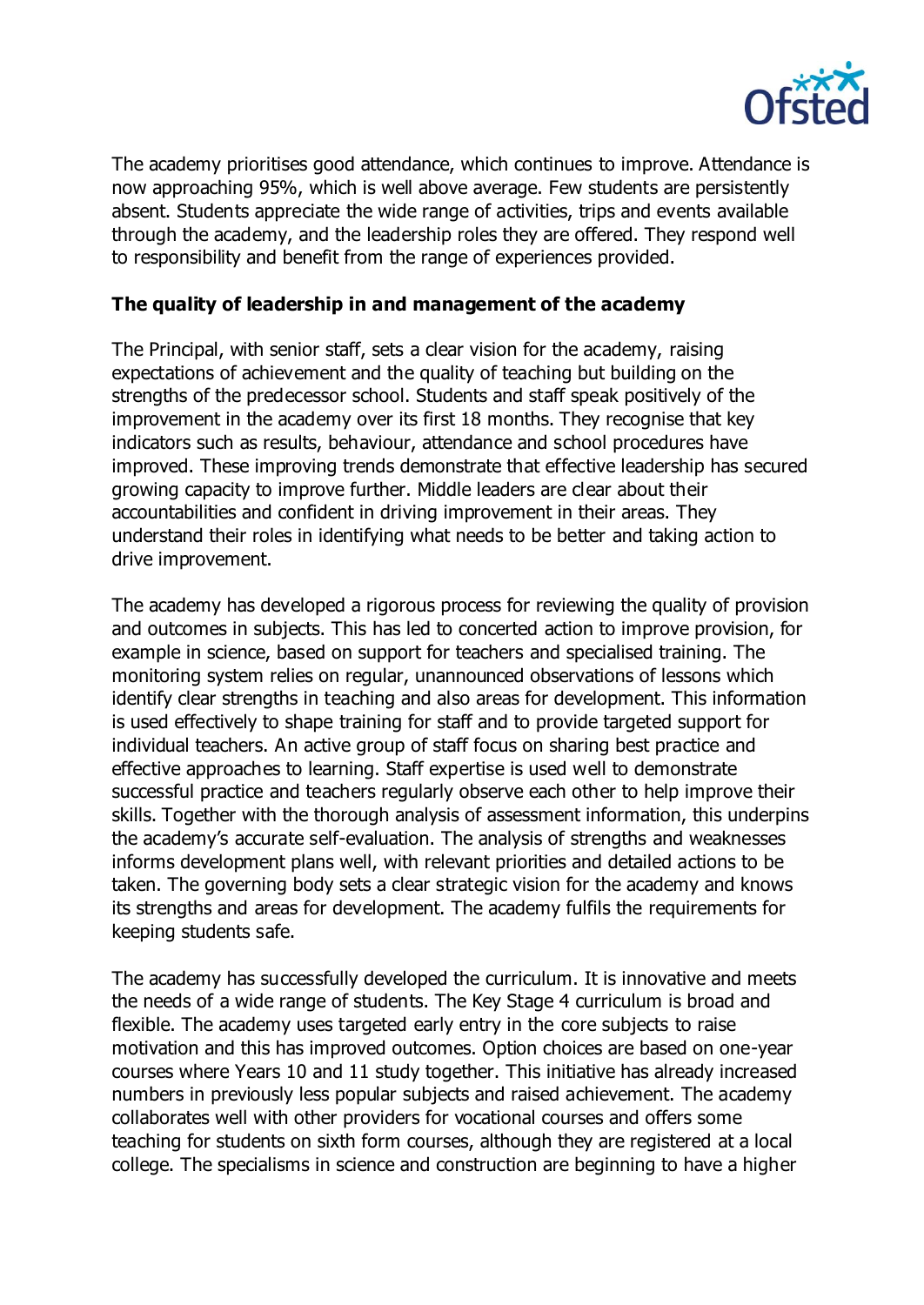The academy prioritises good attendance, which continues to improve. Attendance is now approaching 95%, which is well above average. Few students are persistently absent. Students appreciate the wide range of activities, trips and events available through the academy, and the leadership roles they are offered. They respond well to responsibility and benefit from the range of experiences provided.

### The quality of leadership in and management of the academy

The Principal, with senior staff, sets a clear vision for the academy, raising expectations of achievement and the quality of teaching but building on the strengths of the predecessor school. Students and staff speak positively of the improvement in the academy over its first 18 months. They recognise that key indicators such as results, behaviour, attendance and school procedures have improved. These improving trends demonstrate that effective leadership has secured growing capacity to improve further. Middle leaders are clear about their accountabilities and confident in driving improvement in their areas. They understand their roles in identifying what needs to be better and taking action to drive improvement.

The academy has developed a rigorous process for reviewing the quality of provision and outcomes in subjects. This has led to concerted action to improve provision, for example in science, based on support for teachers and specialised training. The monitoring system relies on regular, unannounced observations of lessons which identify clear strengths in teaching and also areas for development. This information is used effectively to shape training for staff and to provide targeted support for individual teachers. An active group of staff focus on sharing best practice and effective approaches to learning. Staff expertise is used well to demonstrate successful practice and teachers regularly observe each other to help improve their skills. Together with the thorough analysis of assessment information, this underpins the academy's accurate self-evaluation. The analysis of strengths and weaknesses informs development plans well, with relevant priorities and detailed actions to be taken. The governing body sets a clear strategic vision for the academy and knows its strengths and areas for development. The academy fulfils the requirements for keeping students safe.

The academy has successfully developed the curriculum. It is innovative and meets the needs of a wide range of students. The Key Stage 4 curriculum is broad and flexible. The academy uses targeted early entry in the core subjects to raise motivation and this has improved outcomes. Option choices are based on one-year courses where Years 10 and 11 study together. This initiative has already increased numbers in previously less popular subjects and raised achievement. The academy collaborates well with other providers for vocational courses and offers some teaching for students on sixth form courses, although they are registered at a local college. The specialisms in science and construction are beginning to have a higher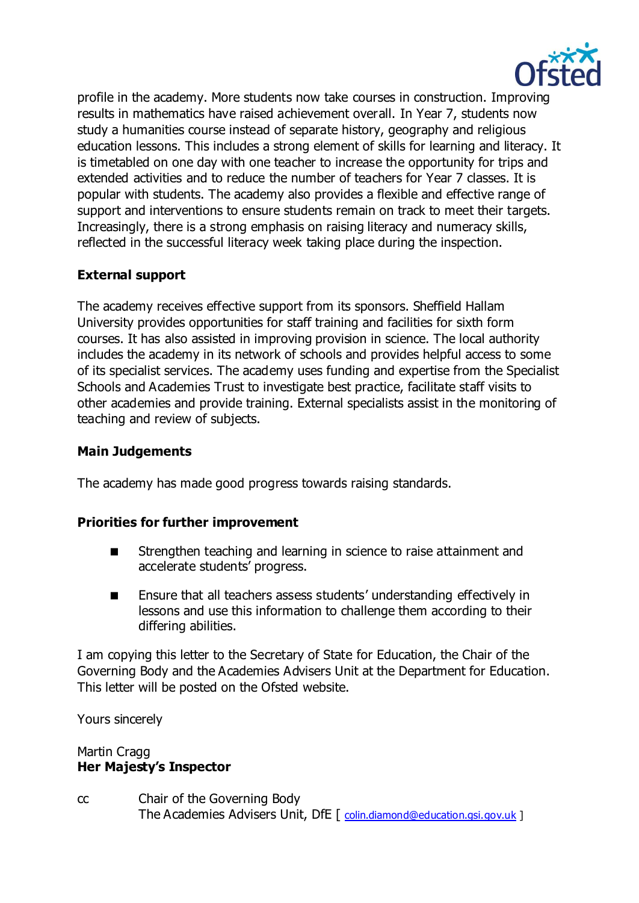profile in the academy. More students now take courses in construction. Improving results in mathematics have raised achievement overall. In Year 7, students now study a humanities course instead of separate history, geography and religious education lessons. This includes a strong element of skills for learning and literacy. It is timetabled on one day with one teacher to increase the opportunity for trips and extended activities and to reduce the number of teachers for Year 7 classes. It is popular with students. The academy also provides a flexible and effective range of support and interventions to ensure students remain on track to meet their targets. Increasingly, there is a strong emphasis on raising literacy and numeracy skills, reflected in the successful literacy week taking place during the inspection.

### External support

The academy receives effective support from its sponsors. Sheffield Hallam University provides opportunities for staff training and facilities for sixth form courses. It has also assisted in improving provision in science. The local authority includes the academy in its network of schools and provides helpful access to some of its specialist services. The academy uses funding and expertise from the Specialist Schools and Academies Trust to investigate best practice, facilitate staff visits to other academies and provide training. External specialists assist in the monitoring of teaching and review of subjects.

### Main Judgements

The academy has made good progress towards raising standards.

### Priorities for further improvement

- Strengthen teaching and learning in science to raise attainment and accelerate students' progress.
- Ensure that all teachers assess students' understanding effectively in lessons and use this information to challenge them according to their differing abilities.

I am copying this letter to the Secretary of State for Education, the Chair of the Governing Body and the Academies Advisers Unit at the Department for Education. This letter will be posted on the Ofsted website.

Yours sincerely

Martin Cragg
**Her Majesty's Inspector**

cc Chair of the Governing Body
The Academies Advisers Unit, DfE [ colin.diamond@education.gsi.gov.uk ]